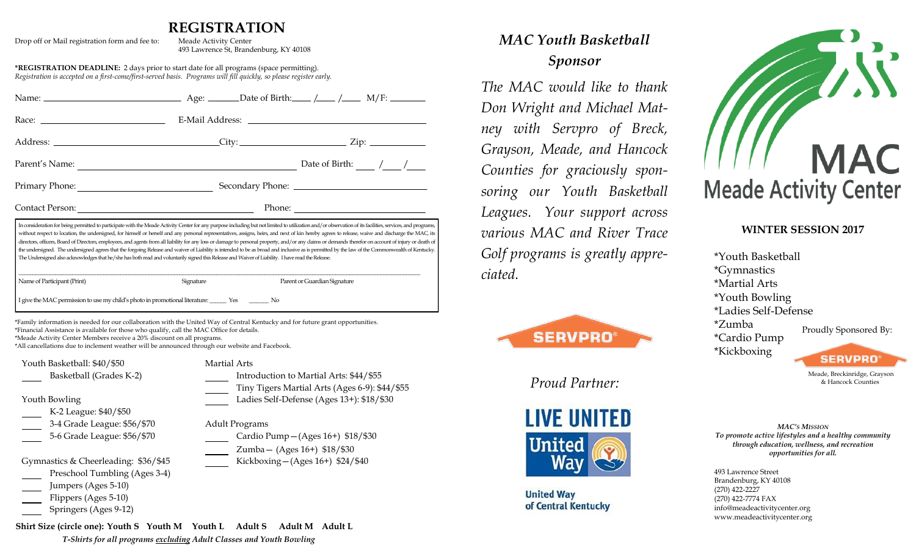# REGISTRATION

Drop off or Mail registration form and fee to: Meade Activity Center
493 Lawrence St, Brandenburg, KY 40108

**\*REGISTRATION DEADLINE:** 2 days prior to start date for all programs (space permitting).
*Registration is accepted on a first-come/first-served basis. Programs will fill quickly, so please register early.*

Name: ______________________ Age: ______Date of Birth:____ /____ /____ M/F: _______

Race: ____________________ E-Mail Address: ______________________________

Address: ____________________________City: ____________________ Zip: __________

Parent's Name: ____________________________________ Date of Birth: ____ /____ /____

Primary Phone: ______________________ Secondary Phone: ______________________

Contact Person: ______________________________ Phone: ______________________

In consideration for being permitted to participate with the Meade Activity Center for any purpose including but not limited to utilization and/or observation of its facilities, services, and programs, without respect to location, the undersigned, for himself or herself and any personal representatives, assigns, heirs, and next of kin hereby agrees to release, waive and discharge the MAC, its directors, officers, Board of Directors, employees, and agents from all liability for any loss or damage to personal property, and/or any claims or demands therefor on account of injury or death of the undersigned. The undersigned agrees that the forgoing Release and waiver of Liability is intended to be as broad and inclusive as is permitted by the law of the Commonwealth of Kentucky. The Undersigned also acknowledges that he/she has both read and voluntarily signed this Release and Waiver of Liability. I have read the Release.

Name of Participant (Print) Signature Parent or Guardian Signature

I give the MAC permission to use my child's photo in promotional literature: _____ Yes _____ No

\*Family information is needed for our collaboration with the United Way of Central Kentucky and for future grant opportunities.
\*Financial Assistance is available for those who qualify, call the MAC Office for details.
\*Meade Activity Center Members receive a 20% discount on all programs.
\*All cancellations due to inclement weather will be announced through our website and Facebook.

Youth Basketball: $40/$50
- ____ Basketball (Grades K-2)

Youth Bowling
- ____ K-2 League: $40/$50
- ____ 3-4 Grade League: $56/$70
- ____ 5-6 Grade League: $56/$70

Gymnastics & Cheerleading: $36/$45
- ____ Preschool Tumbling (Ages 3-4)
- ____ Jumpers (Ages 5-10)
- ____ Flippers (Ages 5-10)
- ____ Springers (Ages 9-12)

Martial Arts
- ____ Introduction to Martial Arts: $44/$55
- ____ Tiny Tigers Martial Arts (Ages 6-9): $44/$55
- ____ Ladies Self-Defense (Ages 13+): $18/$30

Adult Programs
- ____ Cardio Pump—(Ages 16+) $18/$30
- ____ Zumba— (Ages 16+) $18/$30
- ____ Kickboxing—(Ages 16+) $24/$40

**Shirt Size (circle one): Youth S Youth M Youth L Adult S Adult M Adult L**

***T-Shirts for all programs excluding Adult Classes and Youth Bowling***

## *MAC Youth Basketball Sponsor*

*The MAC would like to thank Don Wright and Michael Matney with Servpro of Breck, Grayson, Meade, and Hancock Counties for graciously sponsoring our Youth Basketball Leagues. Your support across various MAC and River Trace Golf programs is greatly appreciated.*

SERVPRO®

*Proud Partner:*

LIVE UNITED
United Way
United Way of Central Kentucky

# MAC
## Meade Activity Center

**WINTER SESSION 2017**

- \*Youth Basketball
- \*Gymnastics
- \*Martial Arts
- \*Youth Bowling
- \*Ladies Self-Defense
- \*Zumba
- \*Cardio Pump
- \*Kickboxing

Proudly Sponsored By:

SERVPRO®
Meade, Breckinridge, Grayson & Hancock Counties

***MAC's MISSION***
***To promote active lifestyles and a healthy community through education, wellness, and recreation opportunities for all.***

493 Lawrence Street
Brandenburg, KY 40108
(270) 422-2227
(270) 422-7774 FAX
info@meadeactivitycenter.org
www.meadeactivitycenter.org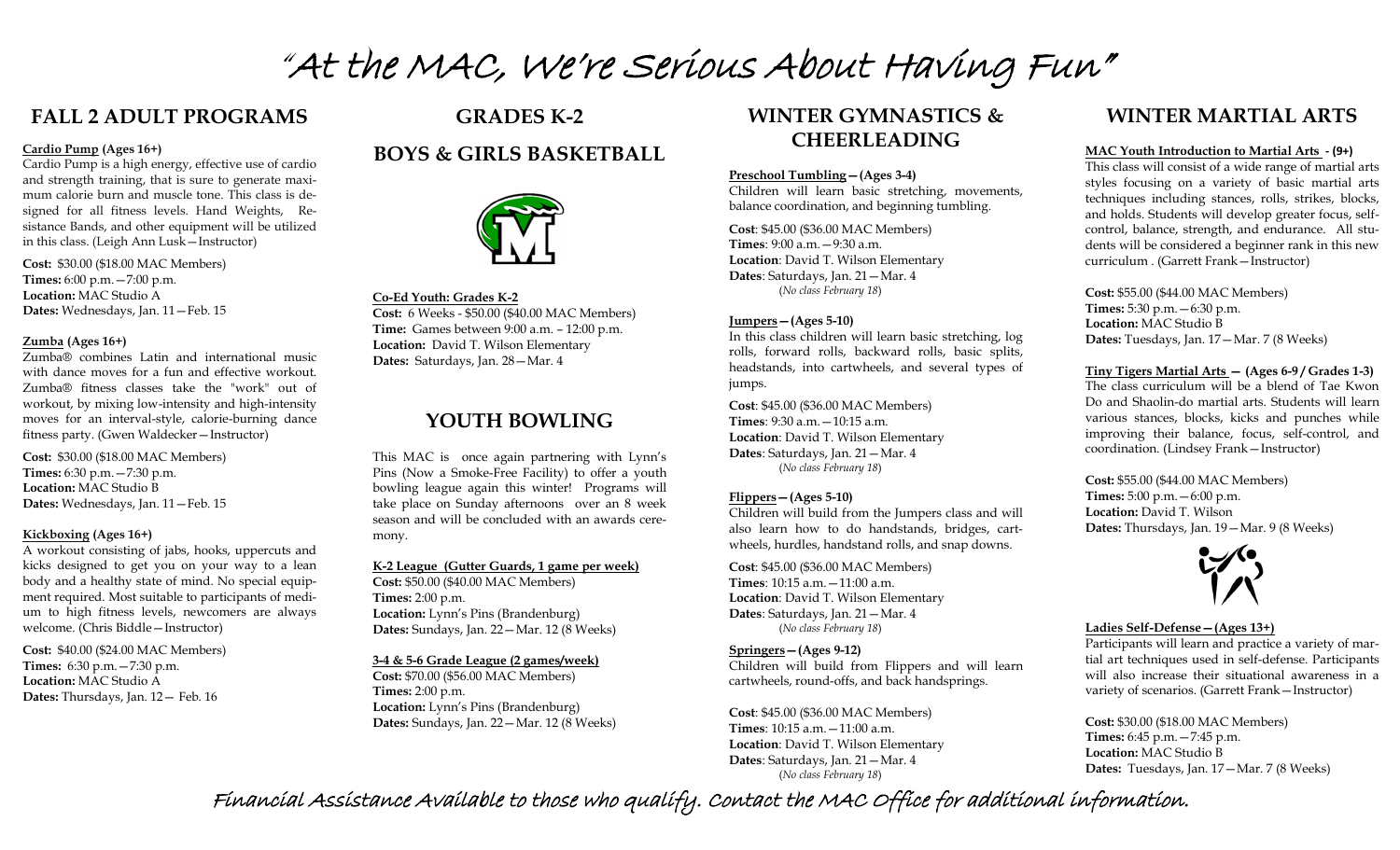# "At the MAC, We're Serious About Having Fun"

## FALL 2 ADULT PROGRAMS

**Cardio Pump (Ages 16+)**
Cardio Pump is a high energy, effective use of cardio and strength training, that is sure to generate maximum calorie burn and muscle tone. This class is designed for all fitness levels. Hand Weights, Resistance Bands, and other equipment will be utilized in this class. (Leigh Ann Lusk—Instructor)

**Cost:** $30.00 ($18.00 MAC Members)
**Times:** 6:00 p.m.—7:00 p.m.
**Location:** MAC Studio A
**Dates:** Wednesdays, Jan. 11—Feb. 15

**Zumba (Ages 16+)**
Zumba® combines Latin and international music with dance moves for a fun and effective workout. Zumba® fitness classes take the "work" out of workout, by mixing low-intensity and high-intensity moves for an interval-style, calorie-burning dance fitness party. (Gwen Waldecker—Instructor)

**Cost:** $30.00 ($18.00 MAC Members)
**Times:** 6:30 p.m.—7:30 p.m.
**Location:** MAC Studio B
**Dates:** Wednesdays, Jan. 11—Feb. 15

**Kickboxing (Ages 16+)**
A workout consisting of jabs, hooks, uppercuts and kicks designed to get you on your way to a lean body and a healthy state of mind. No special equipment required. Most suitable to participants of medium to high fitness levels, newcomers are always welcome. (Chris Biddle—Instructor)

**Cost:** $40.00 ($24.00 MAC Members)
**Times:** 6:30 p.m.—7:30 p.m.
**Location:** MAC Studio A
**Dates:** Thursdays, Jan. 12— Feb. 16

## GRADES K-2

## BOYS & GIRLS BASKETBALL

**Co-Ed Youth: Grades K-2**
**Cost:** 6 Weeks - $50.00 ($40.00 MAC Members)
**Time:** Games between 9:00 a.m. – 12:00 p.m.
**Location:** David T. Wilson Elementary
**Dates:** Saturdays, Jan. 28—Mar. 4

## YOUTH BOWLING

This MAC is once again partnering with Lynn's Pins (Now a Smoke-Free Facility) to offer a youth bowling league again this winter! Programs will take place on Sunday afternoons over an 8 week season and will be concluded with an awards ceremony.

**K-2 League (Gutter Guards, 1 game per week)**
**Cost:** $50.00 ($40.00 MAC Members)
**Times:** 2:00 p.m.
**Location:** Lynn's Pins (Brandenburg)
**Dates:** Sundays, Jan. 22—Mar. 12 (8 Weeks)

**3-4 & 5-6 Grade League (2 games/week)**
**Cost:** $70.00 ($56.00 MAC Members)
**Times:** 2:00 p.m.
**Location:** Lynn's Pins (Brandenburg)
**Dates:** Sundays, Jan. 22—Mar. 12 (8 Weeks)

## WINTER GYMNASTICS & CHEERLEADING

**Preschool Tumbling—(Ages 3-4)**
Children will learn basic stretching, movements, balance coordination, and beginning tumbling.

**Cost**: $45.00 ($36.00 MAC Members)
**Times**: 9:00 a.m.—9:30 a.m.
**Location**: David T. Wilson Elementary
**Dates**: Saturdays, Jan. 21—Mar. 4
(*No class February 18*)

**Jumpers—(Ages 5-10)**
In this class children will learn basic stretching, log rolls, forward rolls, backward rolls, basic splits, headstands, into cartwheels, and several types of jumps.

**Cost**: $45.00 ($36.00 MAC Members)
**Times**: 9:30 a.m.—10:15 a.m.
**Location**: David T. Wilson Elementary
**Dates**: Saturdays, Jan. 21—Mar. 4
(*No class February 18*)

**Flippers—(Ages 5-10)**
Children will build from the Jumpers class and will also learn how to do handstands, bridges, cartwheels, hurdles, handstand rolls, and snap downs.

**Cost**: $45.00 ($36.00 MAC Members)
**Times**: 10:15 a.m.—11:00 a.m.
**Location**: David T. Wilson Elementary
**Dates**: Saturdays, Jan. 21—Mar. 4
(*No class February 18*)

**Springers—(Ages 9-12)**
Children will build from Flippers and will learn cartwheels, round-offs, and back handsprings.

**Cost**: $45.00 ($36.00 MAC Members)
**Times**: 10:15 a.m.—11:00 a.m.
**Location**: David T. Wilson Elementary
**Dates**: Saturdays, Jan. 21—Mar. 4
(*No class February 18*)

## WINTER MARTIAL ARTS

**MAC Youth Introduction to Martial Arts - (9+)**
This class will consist of a wide range of martial arts styles focusing on a variety of basic martial arts techniques including stances, rolls, strikes, blocks, and holds. Students will develop greater focus, self-control, balance, strength, and endurance. All students will be considered a beginner rank in this new curriculum . (Garrett Frank—Instructor)

**Cost:** $55.00 ($44.00 MAC Members)
**Times:** 5:30 p.m.—6:30 p.m.
**Location:** MAC Studio B
**Dates:** Tuesdays, Jan. 17—Mar. 7 (8 Weeks)

**Tiny Tigers Martial Arts — (Ages 6-9 / Grades 1-3)**
The class curriculum will be a blend of Tae Kwon Do and Shaolin-do martial arts. Students will learn various stances, blocks, kicks and punches while improving their balance, focus, self-control, and coordination. (Lindsey Frank—Instructor)

**Cost:** $55.00 ($44.00 MAC Members)
**Times:** 5:00 p.m.—6:00 p.m.
**Location:** David T. Wilson
**Dates:** Thursdays, Jan. 19—Mar. 9 (8 Weeks)

**Ladies Self-Defense—(Ages 13+)**
Participants will learn and practice a variety of martial art techniques used in self-defense. Participants will also increase their situational awareness in a variety of scenarios. (Garrett Frank—Instructor)

**Cost:** $30.00 ($18.00 MAC Members)
**Times:** 6:45 p.m.—7:45 p.m.
**Location:** MAC Studio B
**Dates:** Tuesdays, Jan. 17—Mar. 7 (8 Weeks)

*Financial Assistance Available to those who qualify. Contact the MAC Office for additional information.*